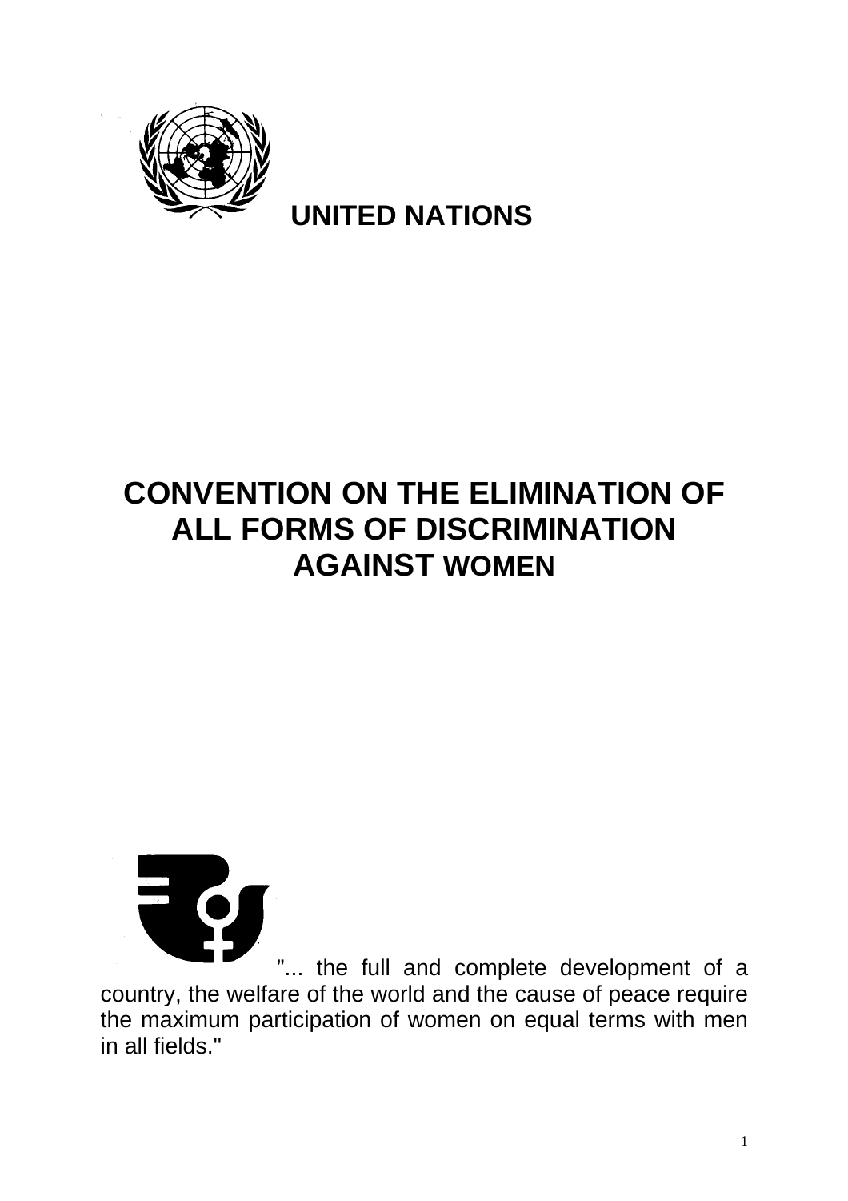**UNITED NATIONS**

# CONVENTION ON THE ELIMINATION OF ALL FORMS OF DISCRIMINATION AGAINST WOMEN

"... the full and complete development of a country, the welfare of the world and the cause of peace require the maximum participation of women on equal terms with men in all fields."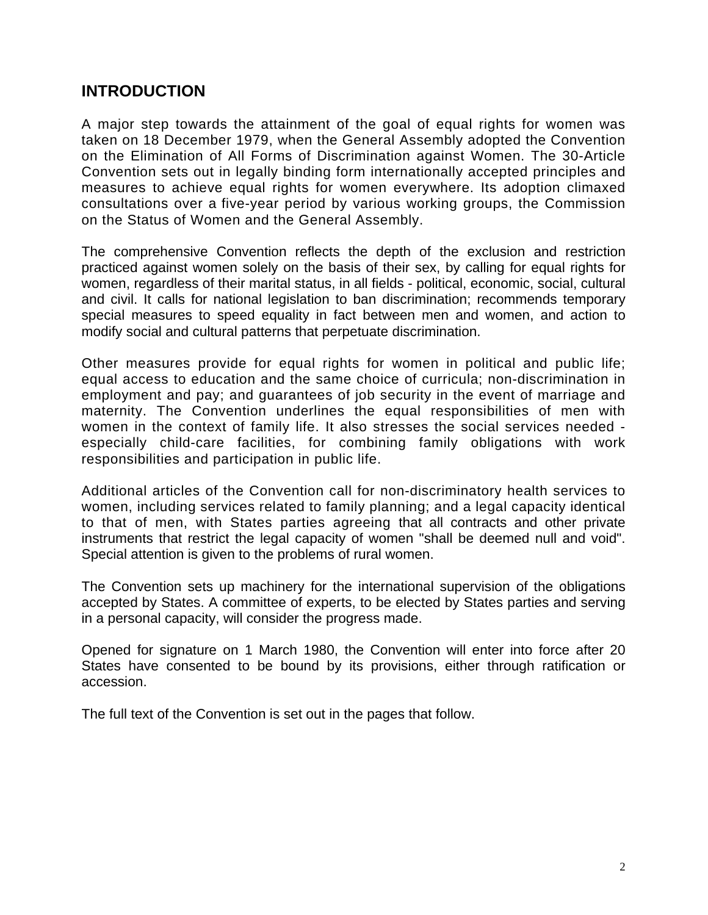## INTRODUCTION

A major step towards the attainment of the goal of equal rights for women was taken on 18 December 1979, when the General Assembly adopted the Convention on the Elimination of All Forms of Discrimination against Women. The 30-Article Convention sets out in legally binding form internationally accepted principles and measures to achieve equal rights for women everywhere. Its adoption climaxed consultations over a five-year period by various working groups, the Commission on the Status of Women and the General Assembly.

The comprehensive Convention reflects the depth of the exclusion and restriction practiced against women solely on the basis of their sex, by calling for equal rights for women, regardless of their marital status, in all fields - political, economic, social, cultural and civil. It calls for national legislation to ban discrimination; recommends temporary special measures to speed equality in fact between men and women, and action to modify social and cultural patterns that perpetuate discrimination.

Other measures provide for equal rights for women in political and public life; equal access to education and the same choice of curricula; non-discrimination in employment and pay; and guarantees of job security in the event of marriage and maternity. The Convention underlines the equal responsibilities of men with women in the context of family life. It also stresses the social services needed - especially child-care facilities, for combining family obligations with work responsibilities and participation in public life.

Additional articles of the Convention call for non-discriminatory health services to women, including services related to family planning; and a legal capacity identical to that of men, with States parties agreeing that all contracts and other private instruments that restrict the legal capacity of women "shall be deemed null and void". Special attention is given to the problems of rural women.

The Convention sets up machinery for the international supervision of the obligations accepted by States. A committee of experts, to be elected by States parties and serving in a personal capacity, will consider the progress made.

Opened for signature on 1 March 1980, the Convention will enter into force after 20 States have consented to be bound by its provisions, either through ratification or accession.

The full text of the Convention is set out in the pages that follow.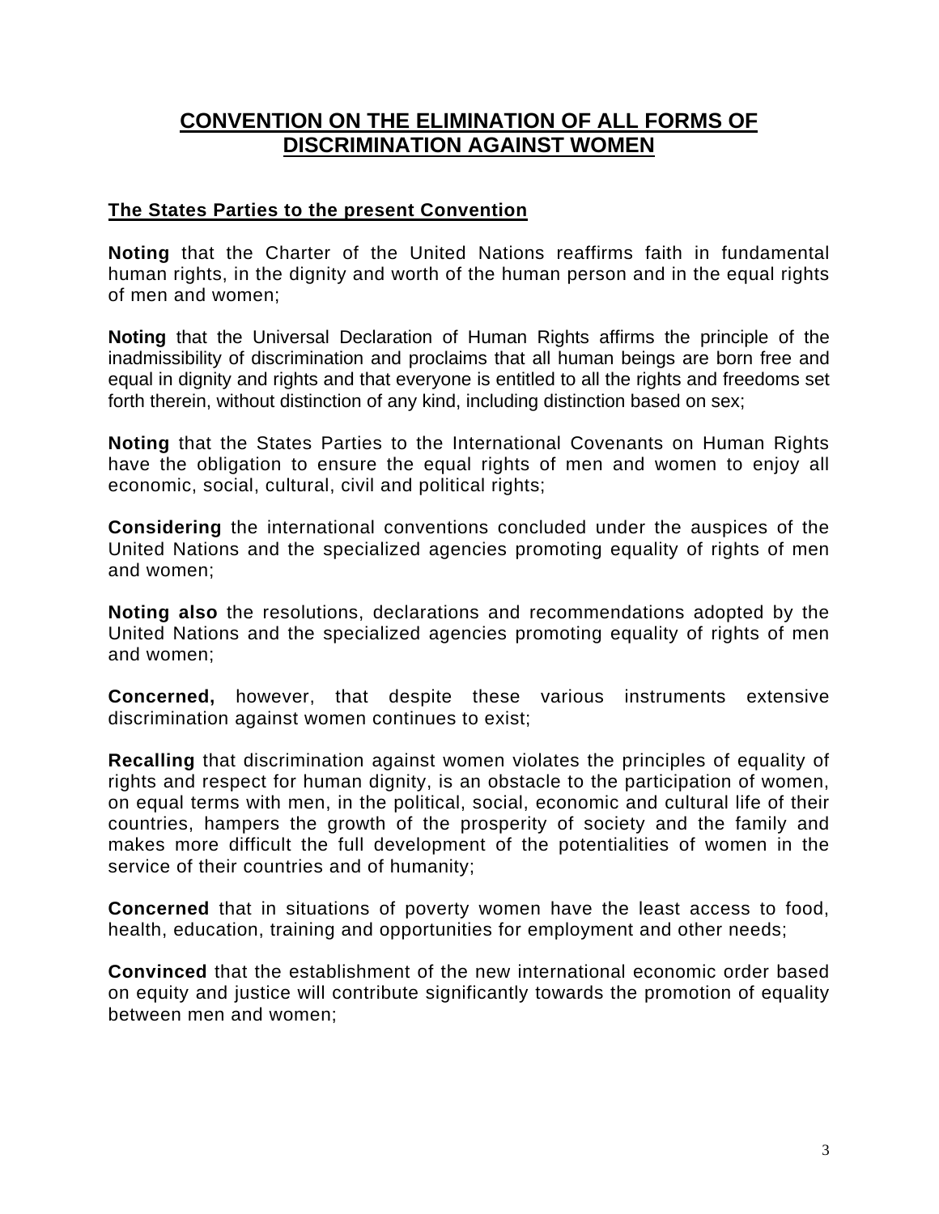# CONVENTION ON THE ELIMINATION OF ALL FORMS OF DISCRIMINATION AGAINST WOMEN

## The States Parties to the present Convention

**Noting** that the Charter of the United Nations reaffirms faith in fundamental human rights, in the dignity and worth of the human person and in the equal rights of men and women;

**Noting** that the Universal Declaration of Human Rights affirms the principle of the inadmissibility of discrimination and proclaims that all human beings are born free and equal in dignity and rights and that everyone is entitled to all the rights and freedoms set forth therein, without distinction of any kind, including distinction based on sex;

**Noting** that the States Parties to the International Covenants on Human Rights have the obligation to ensure the equal rights of men and women to enjoy all economic, social, cultural, civil and political rights;

**Considering** the international conventions concluded under the auspices of the United Nations and the specialized agencies promoting equality of rights of men and women;

**Noting also** the resolutions, declarations and recommendations adopted by the United Nations and the specialized agencies promoting equality of rights of men and women;

**Concerned,** however, that despite these various instruments extensive discrimination against women continues to exist;

**Recalling** that discrimination against women violates the principles of equality of rights and respect for human dignity, is an obstacle to the participation of women, on equal terms with men, in the political, social, economic and cultural life of their countries, hampers the growth of the prosperity of society and the family and makes more difficult the full development of the potentialities of women in the service of their countries and of humanity;

**Concerned** that in situations of poverty women have the least access to food, health, education, training and opportunities for employment and other needs;

**Convinced** that the establishment of the new international economic order based on equity and justice will contribute significantly towards the promotion of equality between men and women;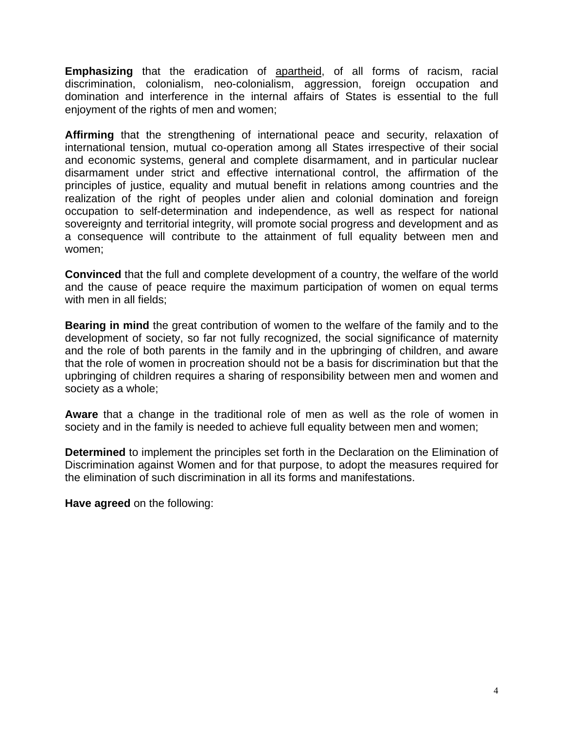**Emphasizing** that the eradication of apartheid, of all forms of racism, racial discrimination, colonialism, neo-colonialism, aggression, foreign occupation and domination and interference in the internal affairs of States is essential to the full enjoyment of the rights of men and women;

**Affirming** that the strengthening of international peace and security, relaxation of international tension, mutual co-operation among all States irrespective of their social and economic systems, general and complete disarmament, and in particular nuclear disarmament under strict and effective international control, the affirmation of the principles of justice, equality and mutual benefit in relations among countries and the realization of the right of peoples under alien and colonial domination and foreign occupation to self-determination and independence, as well as respect for national sovereignty and territorial integrity, will promote social progress and development and as a consequence will contribute to the attainment of full equality between men and women;

**Convinced** that the full and complete development of a country, the welfare of the world and the cause of peace require the maximum participation of women on equal terms with men in all fields;

**Bearing in mind** the great contribution of women to the welfare of the family and to the development of society, so far not fully recognized, the social significance of maternity and the role of both parents in the family and in the upbringing of children, and aware that the role of women in procreation should not be a basis for discrimination but that the upbringing of children requires a sharing of responsibility between men and women and society as a whole;

**Aware** that a change in the traditional role of men as well as the role of women in society and in the family is needed to achieve full equality between men and women;

**Determined** to implement the principles set forth in the Declaration on the Elimination of Discrimination against Women and for that purpose, to adopt the measures required for the elimination of such discrimination in all its forms and manifestations.

**Have agreed** on the following: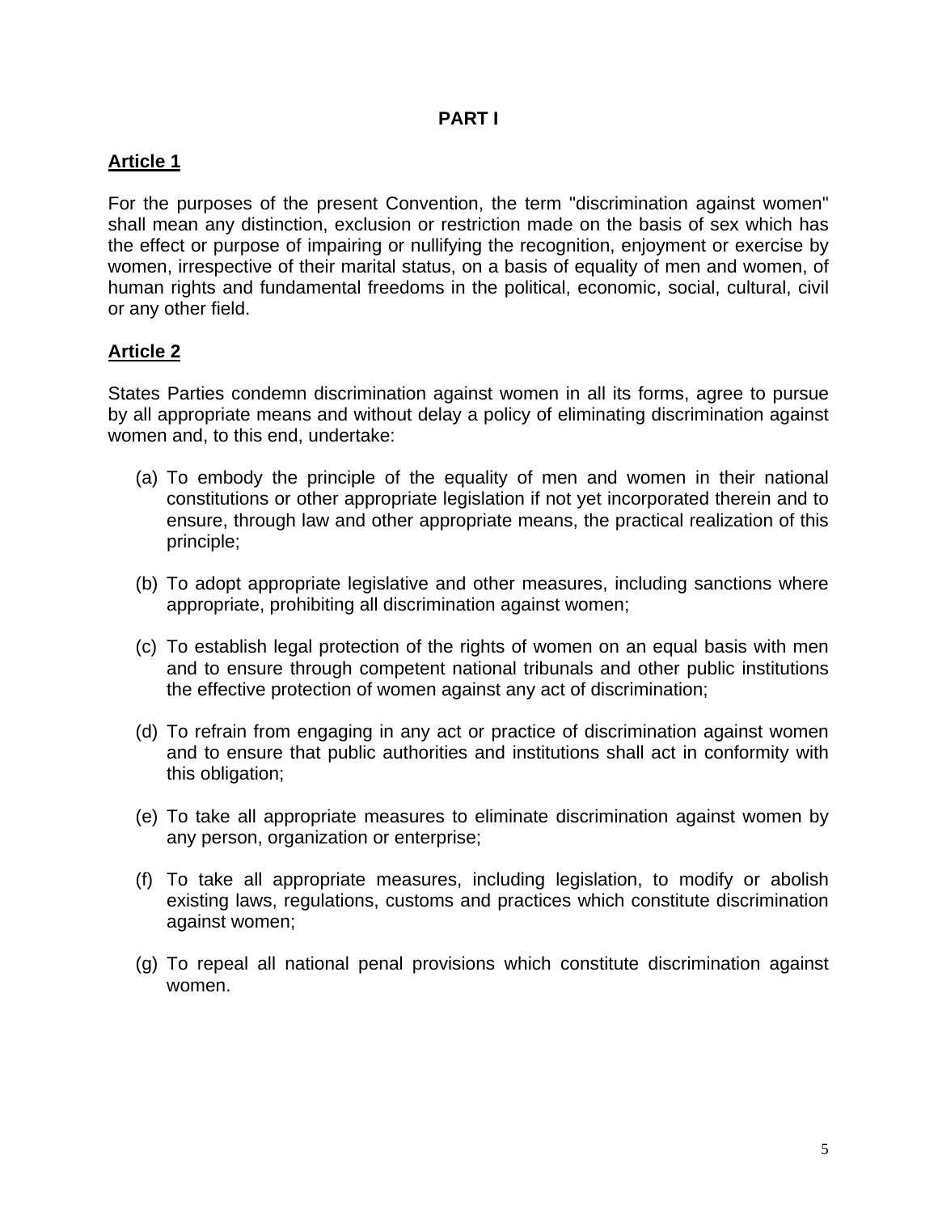## PART I

### Article 1

For the purposes of the present Convention, the term "discrimination against women" shall mean any distinction, exclusion or restriction made on the basis of sex which has the effect or purpose of impairing or nullifying the recognition, enjoyment or exercise by women, irrespective of their marital status, on a basis of equality of men and women, of human rights and fundamental freedoms in the political, economic, social, cultural, civil or any other field.

### Article 2

States Parties condemn discrimination against women in all its forms, agree to pursue by all appropriate means and without delay a policy of eliminating discrimination against women and, to this end, undertake:

(a) To embody the principle of the equality of men and women in their national constitutions or other appropriate legislation if not yet incorporated therein and to ensure, through law and other appropriate means, the practical realization of this principle;

(b) To adopt appropriate legislative and other measures, including sanctions where appropriate, prohibiting all discrimination against women;

(c) To establish legal protection of the rights of women on an equal basis with men and to ensure through competent national tribunals and other public institutions the effective protection of women against any act of discrimination;

(d) To refrain from engaging in any act or practice of discrimination against women and to ensure that public authorities and institutions shall act in conformity with this obligation;

(e) To take all appropriate measures to eliminate discrimination against women by any person, organization or enterprise;

(f) To take all appropriate measures, including legislation, to modify or abolish existing laws, regulations, customs and practices which constitute discrimination against women;

(g) To repeal all national penal provisions which constitute discrimination against women.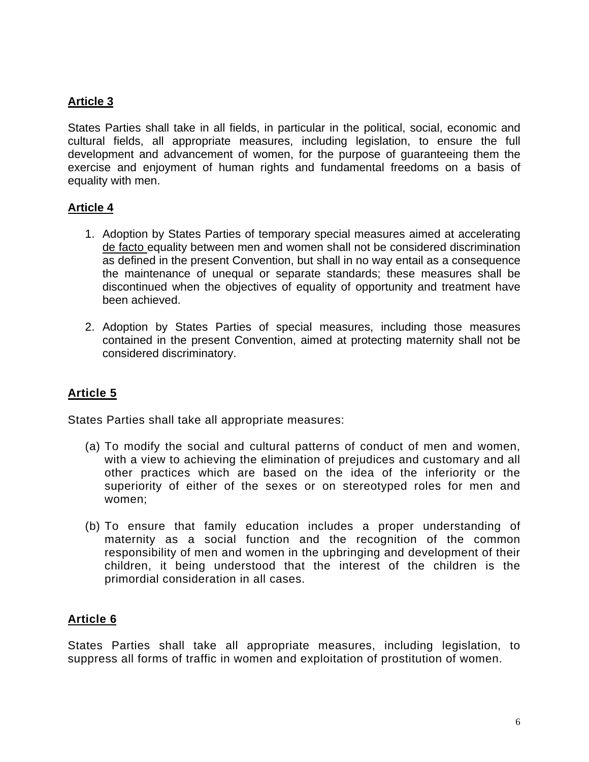## Article 3

States Parties shall take in all fields, in particular in the political, social, economic and cultural fields, all appropriate measures, including legislation, to ensure the full development and advancement of women, for the purpose of guaranteeing them the exercise and enjoyment of human rights and fundamental freedoms on a basis of equality with men.

## Article 4

1. Adoption by States Parties of temporary special measures aimed at accelerating de facto equality between men and women shall not be considered discrimination as defined in the present Convention, but shall in no way entail as a consequence the maintenance of unequal or separate standards; these measures shall be discontinued when the objectives of equality of opportunity and treatment have been achieved.

2. Adoption by States Parties of special measures, including those measures contained in the present Convention, aimed at protecting maternity shall not be considered discriminatory.

## Article 5

States Parties shall take all appropriate measures:

(a) To modify the social and cultural patterns of conduct of men and women, with a view to achieving the elimination of prejudices and customary and all other practices which are based on the idea of the inferiority or the superiority of either of the sexes or on stereotyped roles for men and women;

(b) To ensure that family education includes a proper understanding of maternity as a social function and the recognition of the common responsibility of men and women in the upbringing and development of their children, it being understood that the interest of the children is the primordial consideration in all cases.

## Article 6

States Parties shall take all appropriate measures, including legislation, to suppress all forms of traffic in women and exploitation of prostitution of women.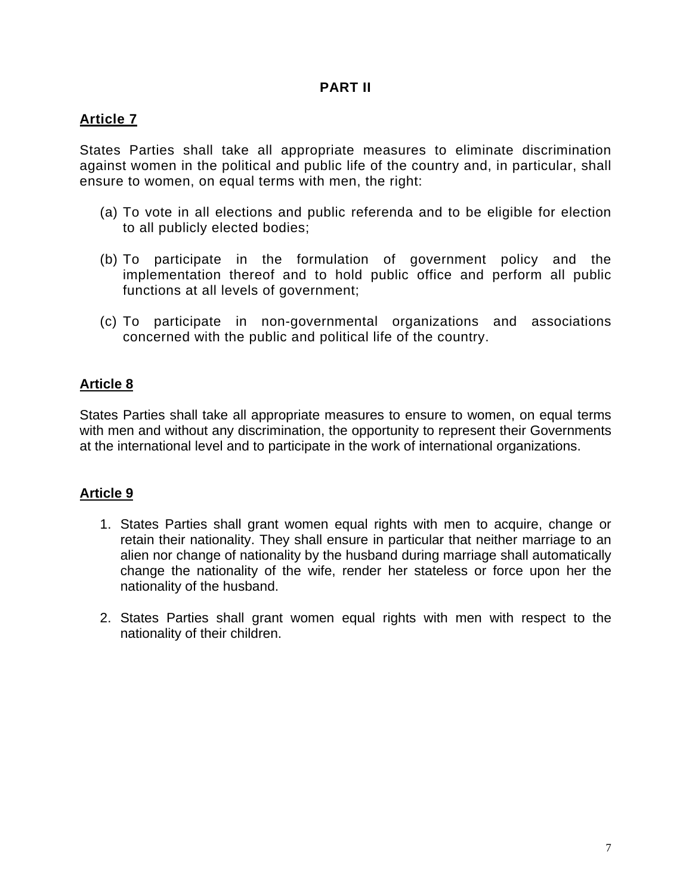## PART II

### Article 7

States Parties shall take all appropriate measures to eliminate discrimination against women in the political and public life of the country and, in particular, shall ensure to women, on equal terms with men, the right:

(a) To vote in all elections and public referenda and to be eligible for election to all publicly elected bodies;

(b) To participate in the formulation of government policy and the implementation thereof and to hold public office and perform all public functions at all levels of government;

(c) To participate in non-governmental organizations and associations concerned with the public and political life of the country.

### Article 8

States Parties shall take all appropriate measures to ensure to women, on equal terms with men and without any discrimination, the opportunity to represent their Governments at the international level and to participate in the work of international organizations.

### Article 9

1. States Parties shall grant women equal rights with men to acquire, change or retain their nationality. They shall ensure in particular that neither marriage to an alien nor change of nationality by the husband during marriage shall automatically change the nationality of the wife, render her stateless or force upon her the nationality of the husband.

2. States Parties shall grant women equal rights with men with respect to the nationality of their children.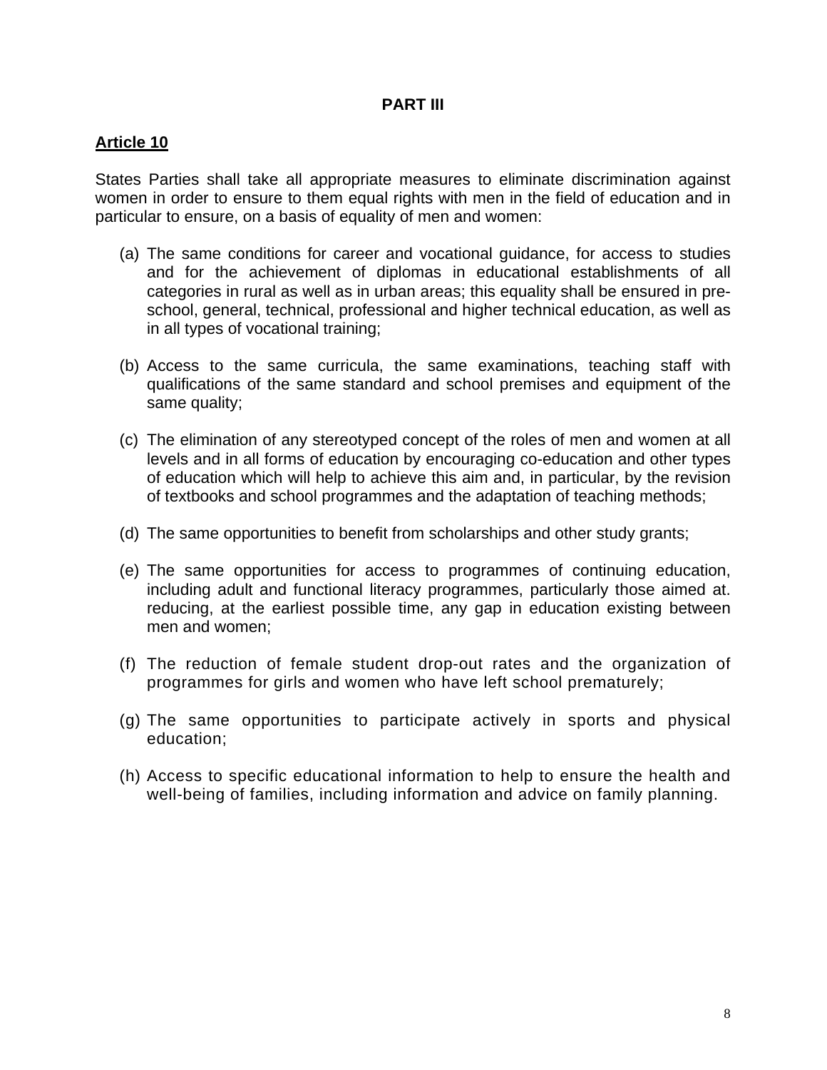**PART III**

**Article 10**

States Parties shall take all appropriate measures to eliminate discrimination against women in order to ensure to them equal rights with men in the field of education and in particular to ensure, on a basis of equality of men and women:

(a) The same conditions for career and vocational guidance, for access to studies and for the achievement of diplomas in educational establishments of all categories in rural as well as in urban areas; this equality shall be ensured in pre-school, general, technical, professional and higher technical education, as well as in all types of vocational training;

(b) Access to the same curricula, the same examinations, teaching staff with qualifications of the same standard and school premises and equipment of the same quality;

(c) The elimination of any stereotyped concept of the roles of men and women at all levels and in all forms of education by encouraging co-education and other types of education which will help to achieve this aim and, in particular, by the revision of textbooks and school programmes and the adaptation of teaching methods;

(d) The same opportunities to benefit from scholarships and other study grants;

(e) The same opportunities for access to programmes of continuing education, including adult and functional literacy programmes, particularly those aimed at. reducing, at the earliest possible time, any gap in education existing between men and women;

(f) The reduction of female student drop-out rates and the organization of programmes for girls and women who have left school prematurely;

(g) The same opportunities to participate actively in sports and physical education;

(h) Access to specific educational information to help to ensure the health and well-being of families, including information and advice on family planning.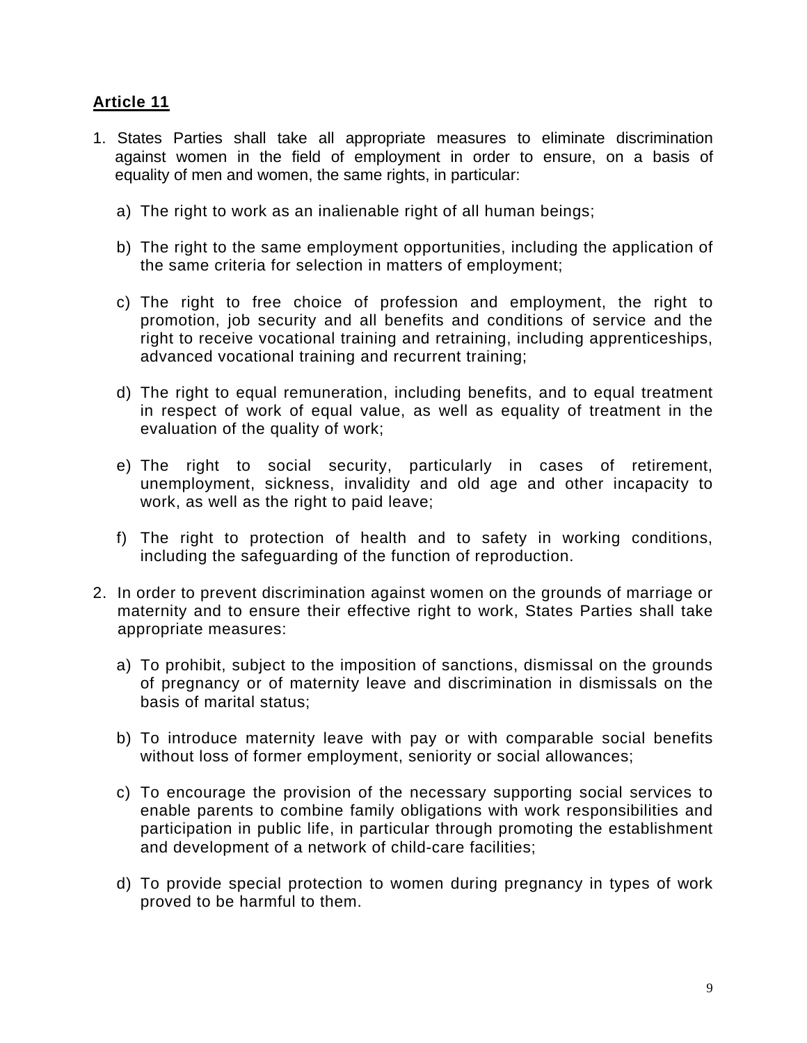**Article 11**

1. States Parties shall take all appropriate measures to eliminate discrimination against women in the field of employment in order to ensure, on a basis of equality of men and women, the same rights, in particular:

   a) The right to work as an inalienable right of all human beings;

   b) The right to the same employment opportunities, including the application of the same criteria for selection in matters of employment;

   c) The right to free choice of profession and employment, the right to promotion, job security and all benefits and conditions of service and the right to receive vocational training and retraining, including apprenticeships, advanced vocational training and recurrent training;

   d) The right to equal remuneration, including benefits, and to equal treatment in respect of work of equal value, as well as equality of treatment in the evaluation of the quality of work;

   e) The right to social security, particularly in cases of retirement, unemployment, sickness, invalidity and old age and other incapacity to work, as well as the right to paid leave;

   f) The right to protection of health and to safety in working conditions, including the safeguarding of the function of reproduction.

2. In order to prevent discrimination against women on the grounds of marriage or maternity and to ensure their effective right to work, States Parties shall take appropriate measures:

   a) To prohibit, subject to the imposition of sanctions, dismissal on the grounds of pregnancy or of maternity leave and discrimination in dismissals on the basis of marital status;

   b) To introduce maternity leave with pay or with comparable social benefits without loss of former employment, seniority or social allowances;

   c) To encourage the provision of the necessary supporting social services to enable parents to combine family obligations with work responsibilities and participation in public life, in particular through promoting the establishment and development of a network of child-care facilities;

   d) To provide special protection to women during pregnancy in types of work proved to be harmful to them.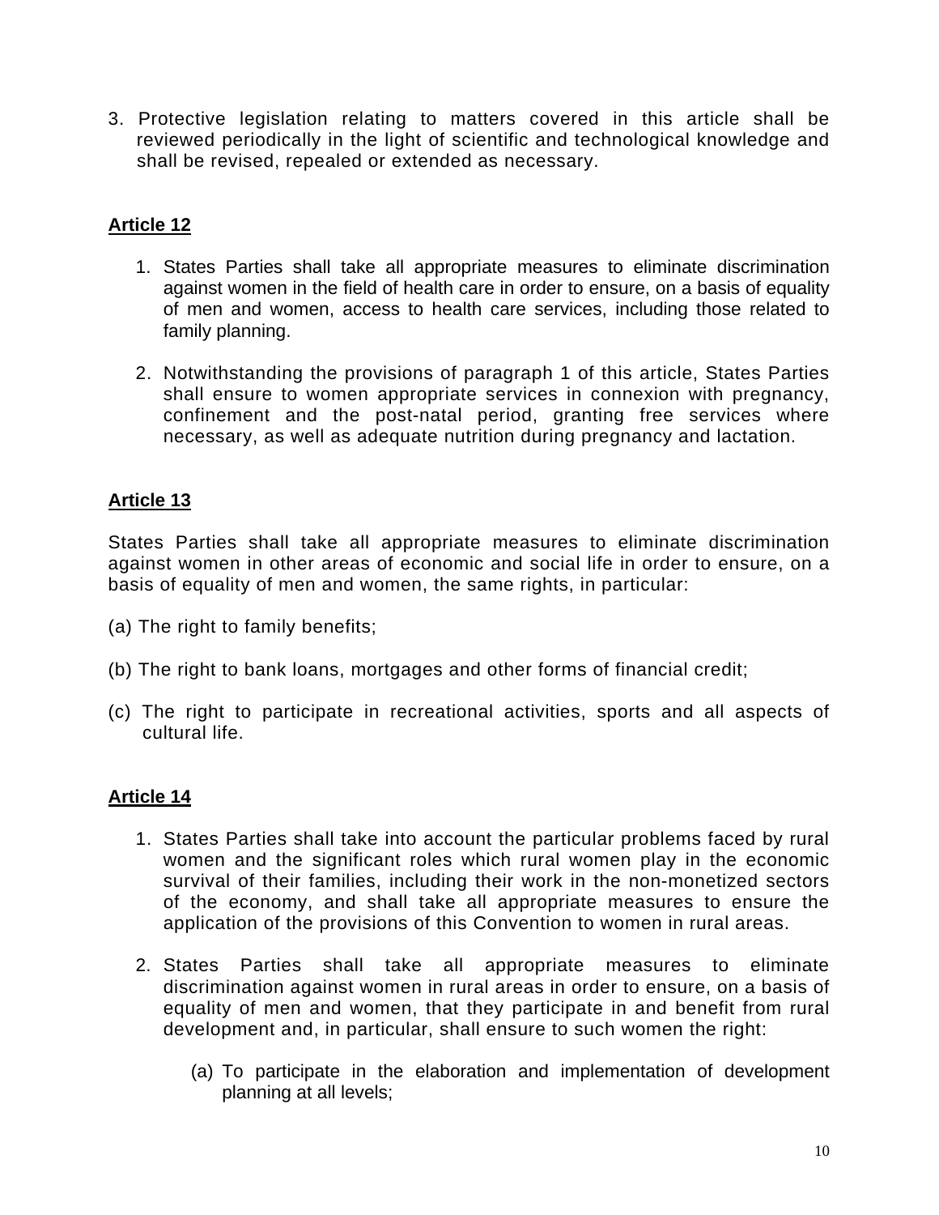3. Protective legislation relating to matters covered in this article shall be reviewed periodically in the light of scientific and technological knowledge and shall be revised, repealed or extended as necessary.

## Article 12

1. States Parties shall take all appropriate measures to eliminate discrimination against women in the field of health care in order to ensure, on a basis of equality of men and women, access to health care services, including those related to family planning.

2. Notwithstanding the provisions of paragraph 1 of this article, States Parties shall ensure to women appropriate services in connexion with pregnancy, confinement and the post-natal period, granting free services where necessary, as well as adequate nutrition during pregnancy and lactation.

## Article 13

States Parties shall take all appropriate measures to eliminate discrimination against women in other areas of economic and social life in order to ensure, on a basis of equality of men and women, the same rights, in particular:

(a) The right to family benefits;

(b) The right to bank loans, mortgages and other forms of financial credit;

(c) The right to participate in recreational activities, sports and all aspects of cultural life.

## Article 14

1. States Parties shall take into account the particular problems faced by rural women and the significant roles which rural women play in the economic survival of their families, including their work in the non-monetized sectors of the economy, and shall take all appropriate measures to ensure the application of the provisions of this Convention to women in rural areas.

2. States Parties shall take all appropriate measures to eliminate discrimination against women in rural areas in order to ensure, on a basis of equality of men and women, that they participate in and benefit from rural development and, in particular, shall ensure to such women the right:

   (a) To participate in the elaboration and implementation of development planning at all levels;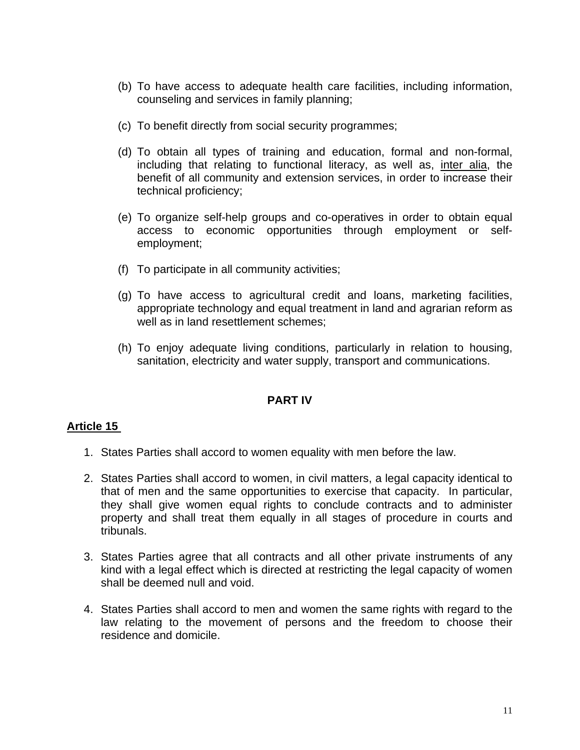(b) To have access to adequate health care facilities, including information, counseling and services in family planning;

(c) To benefit directly from social security programmes;

(d) To obtain all types of training and education, formal and non-formal, including that relating to functional literacy, as well as, inter alia, the benefit of all community and extension services, in order to increase their technical proficiency;

(e) To organize self-help groups and co-operatives in order to obtain equal access to economic opportunities through employment or self-employment;

(f) To participate in all community activities;

(g) To have access to agricultural credit and loans, marketing facilities, appropriate technology and equal treatment in land and agrarian reform as well as in land resettlement schemes;

(h) To enjoy adequate living conditions, particularly in relation to housing, sanitation, electricity and water supply, transport and communications.

## PART IV

### Article 15

1. States Parties shall accord to women equality with men before the law.

2. States Parties shall accord to women, in civil matters, a legal capacity identical to that of men and the same opportunities to exercise that capacity. In particular, they shall give women equal rights to conclude contracts and to administer property and shall treat them equally in all stages of procedure in courts and tribunals.

3. States Parties agree that all contracts and all other private instruments of any kind with a legal effect which is directed at restricting the legal capacity of women shall be deemed null and void.

4. States Parties shall accord to men and women the same rights with regard to the law relating to the movement of persons and the freedom to choose their residence and domicile.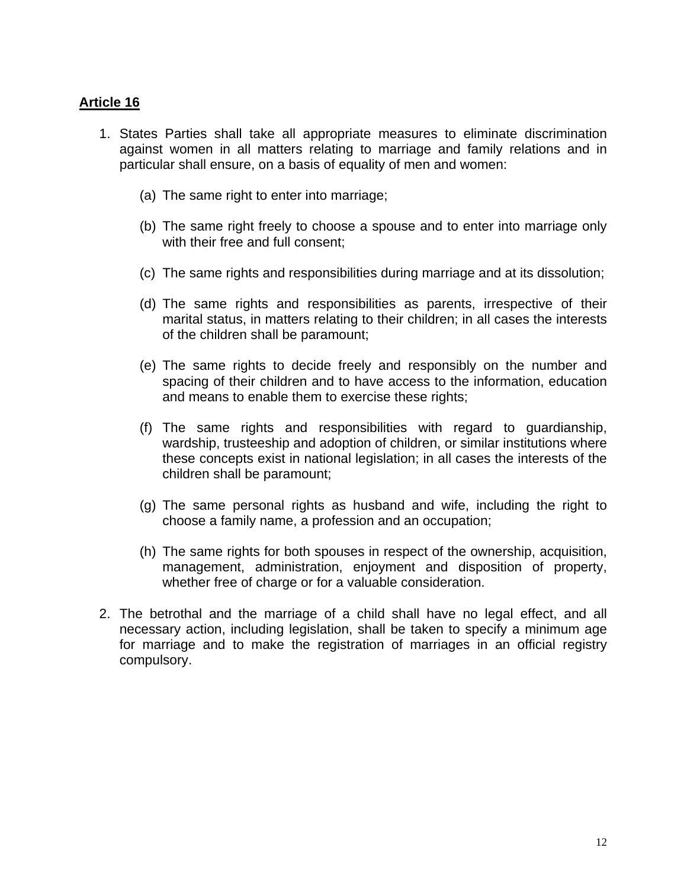**Article 16**

1. States Parties shall take all appropriate measures to eliminate discrimination against women in all matters relating to marriage and family relations and in particular shall ensure, on a basis of equality of men and women:

   (a) The same right to enter into marriage;

   (b) The same right freely to choose a spouse and to enter into marriage only with their free and full consent;

   (c) The same rights and responsibilities during marriage and at its dissolution;

   (d) The same rights and responsibilities as parents, irrespective of their marital status, in matters relating to their children; in all cases the interests of the children shall be paramount;

   (e) The same rights to decide freely and responsibly on the number and spacing of their children and to have access to the information, education and means to enable them to exercise these rights;

   (f) The same rights and responsibilities with regard to guardianship, wardship, trusteeship and adoption of children, or similar institutions where these concepts exist in national legislation; in all cases the interests of the children shall be paramount;

   (g) The same personal rights as husband and wife, including the right to choose a family name, a profession and an occupation;

   (h) The same rights for both spouses in respect of the ownership, acquisition, management, administration, enjoyment and disposition of property, whether free of charge or for a valuable consideration.

2. The betrothal and the marriage of a child shall have no legal effect, and all necessary action, including legislation, shall be taken to specify a minimum age for marriage and to make the registration of marriages in an official registry compulsory.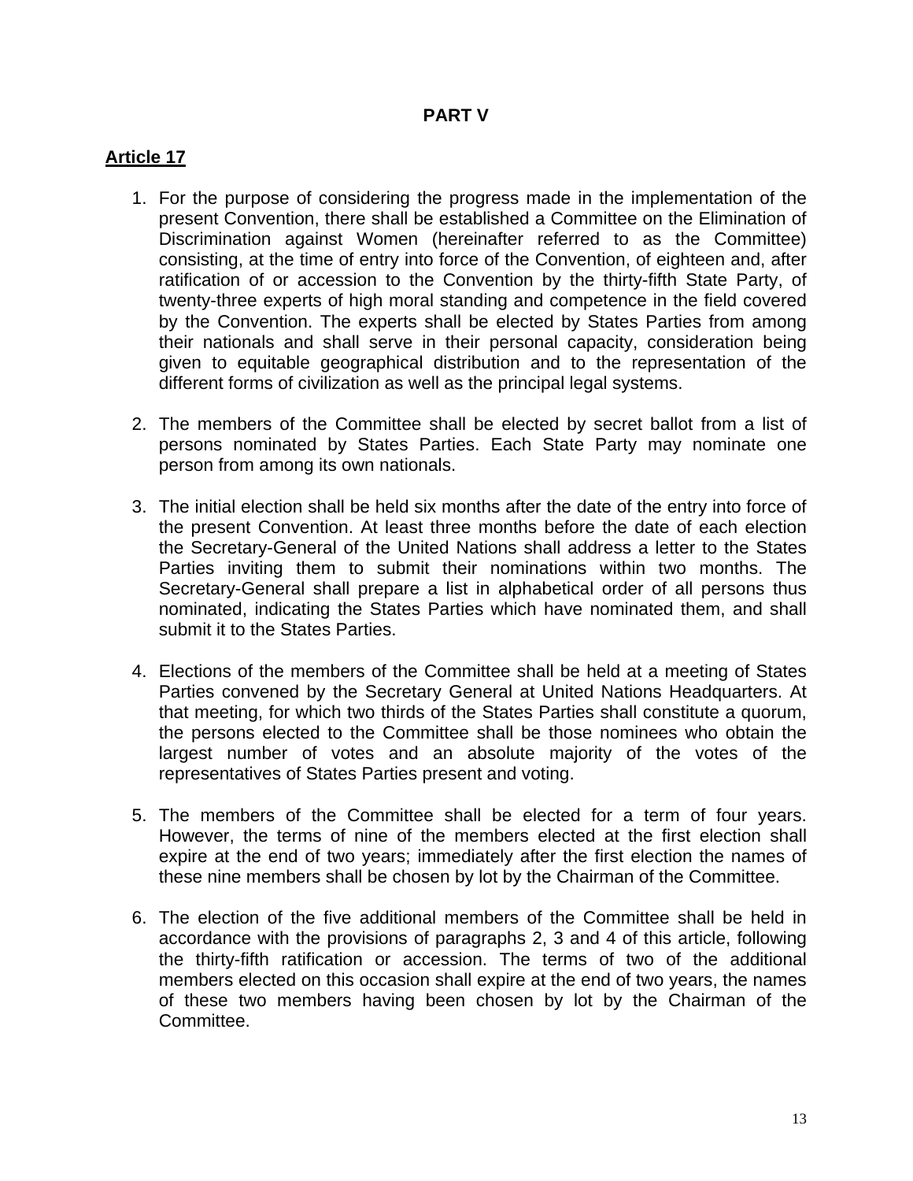## PART V

### Article 17

1. For the purpose of considering the progress made in the implementation of the present Convention, there shall be established a Committee on the Elimination of Discrimination against Women (hereinafter referred to as the Committee) consisting, at the time of entry into force of the Convention, of eighteen and, after ratification of or accession to the Convention by the thirty-fifth State Party, of twenty-three experts of high moral standing and competence in the field covered by the Convention. The experts shall be elected by States Parties from among their nationals and shall serve in their personal capacity, consideration being given to equitable geographical distribution and to the representation of the different forms of civilization as well as the principal legal systems.

2. The members of the Committee shall be elected by secret ballot from a list of persons nominated by States Parties. Each State Party may nominate one person from among its own nationals.

3. The initial election shall be held six months after the date of the entry into force of the present Convention. At least three months before the date of each election the Secretary-General of the United Nations shall address a letter to the States Parties inviting them to submit their nominations within two months. The Secretary-General shall prepare a list in alphabetical order of all persons thus nominated, indicating the States Parties which have nominated them, and shall submit it to the States Parties.

4. Elections of the members of the Committee shall be held at a meeting of States Parties convened by the Secretary General at United Nations Headquarters. At that meeting, for which two thirds of the States Parties shall constitute a quorum, the persons elected to the Committee shall be those nominees who obtain the largest number of votes and an absolute majority of the votes of the representatives of States Parties present and voting.

5. The members of the Committee shall be elected for a term of four years. However, the terms of nine of the members elected at the first election shall expire at the end of two years; immediately after the first election the names of these nine members shall be chosen by lot by the Chairman of the Committee.

6. The election of the five additional members of the Committee shall be held in accordance with the provisions of paragraphs 2, 3 and 4 of this article, following the thirty-fifth ratification or accession. The terms of two of the additional members elected on this occasion shall expire at the end of two years, the names of these two members having been chosen by lot by the Chairman of the Committee.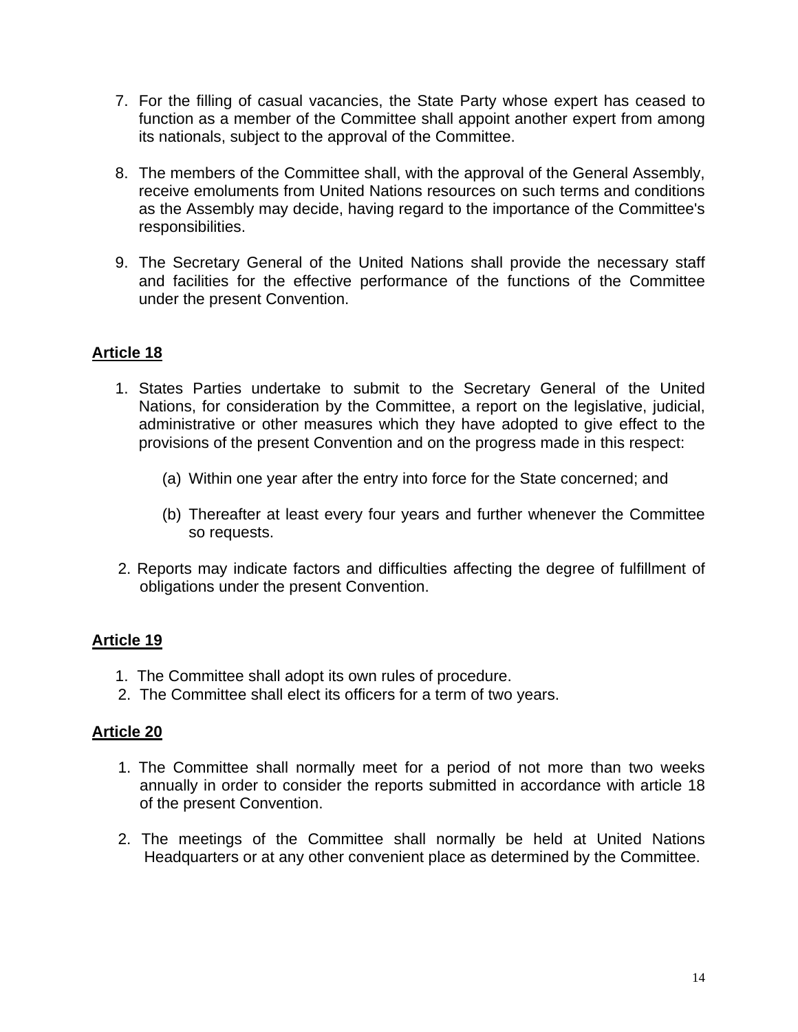7. For the filling of casual vacancies, the State Party whose expert has ceased to function as a member of the Committee shall appoint another expert from among its nationals, subject to the approval of the Committee.

8. The members of the Committee shall, with the approval of the General Assembly, receive emoluments from United Nations resources on such terms and conditions as the Assembly may decide, having regard to the importance of the Committee's responsibilities.

9. The Secretary General of the United Nations shall provide the necessary staff and facilities for the effective performance of the functions of the Committee under the present Convention.

## Article 18

1. States Parties undertake to submit to the Secretary General of the United Nations, for consideration by the Committee, a report on the legislative, judicial, administrative or other measures which they have adopted to give effect to the provisions of the present Convention and on the progress made in this respect:

   (a) Within one year after the entry into force for the State concerned; and

   (b) Thereafter at least every four years and further whenever the Committee so requests.

2. Reports may indicate factors and difficulties affecting the degree of fulfillment of obligations under the present Convention.

## Article 19

1. The Committee shall adopt its own rules of procedure.
2. The Committee shall elect its officers for a term of two years.

## Article 20

1. The Committee shall normally meet for a period of not more than two weeks annually in order to consider the reports submitted in accordance with article 18 of the present Convention.

2. The meetings of the Committee shall normally be held at United Nations Headquarters or at any other convenient place as determined by the Committee.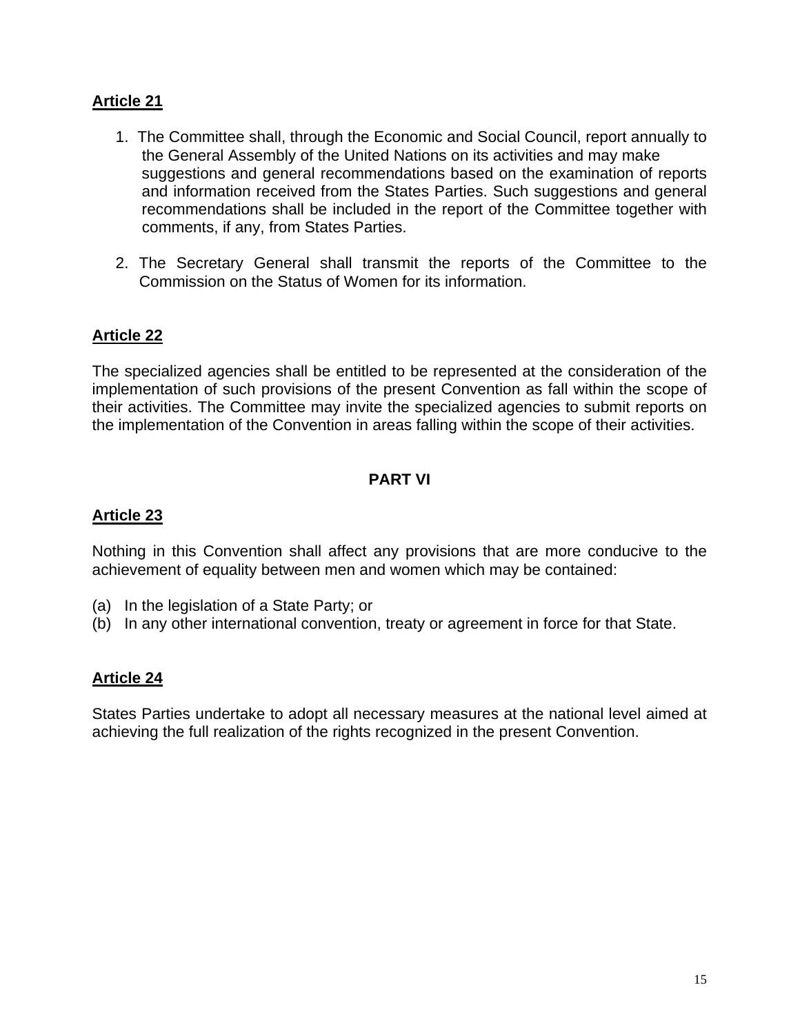## Article 21

1. The Committee shall, through the Economic and Social Council, report annually to the General Assembly of the United Nations on its activities and may make suggestions and general recommendations based on the examination of reports and information received from the States Parties. Such suggestions and general recommendations shall be included in the report of the Committee together with comments, if any, from States Parties.

2. The Secretary General shall transmit the reports of the Committee to the Commission on the Status of Women for its information.

## Article 22

The specialized agencies shall be entitled to be represented at the consideration of the implementation of such provisions of the present Convention as fall within the scope of their activities. The Committee may invite the specialized agencies to submit reports on the implementation of the Convention in areas falling within the scope of their activities.

# PART VI

## Article 23

Nothing in this Convention shall affect any provisions that are more conducive to the achievement of equality between men and women which may be contained:

(a) In the legislation of a State Party; or
(b) In any other international convention, treaty or agreement in force for that State.

## Article 24

States Parties undertake to adopt all necessary measures at the national level aimed at achieving the full realization of the rights recognized in the present Convention.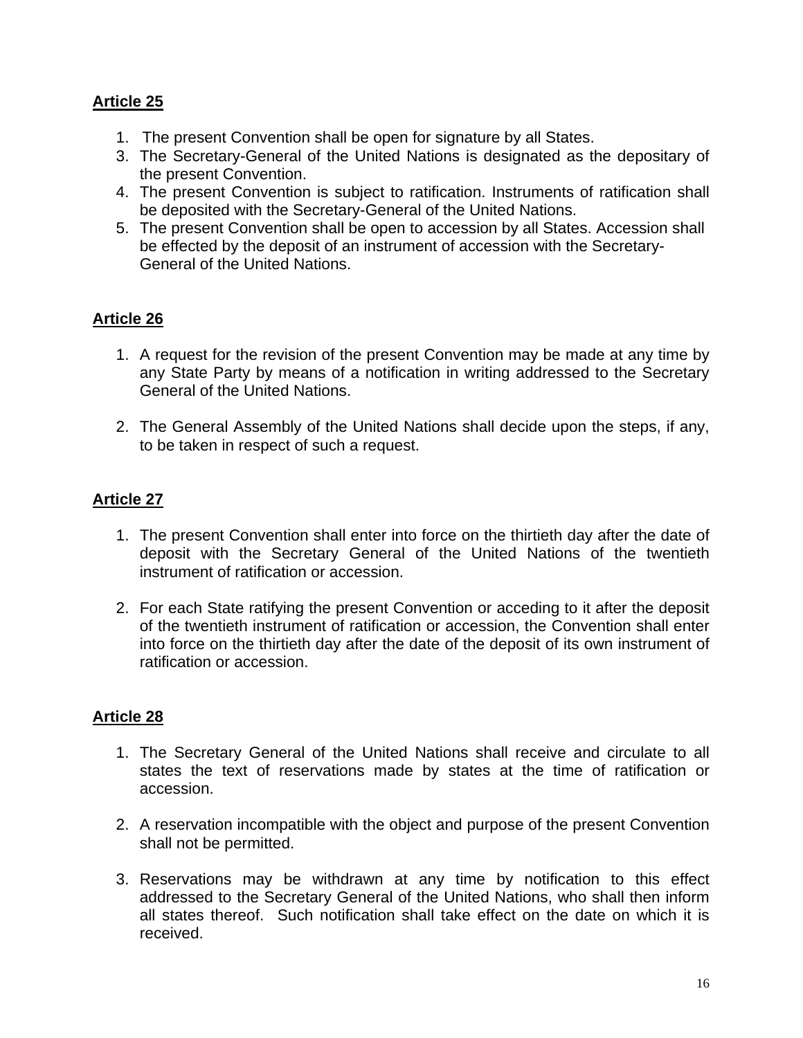**Article 25**

1. The present Convention shall be open for signature by all States.
3. The Secretary-General of the United Nations is designated as the depositary of the present Convention.
4. The present Convention is subject to ratification. Instruments of ratification shall be deposited with the Secretary-General of the United Nations.
5. The present Convention shall be open to accession by all States. Accession shall be effected by the deposit of an instrument of accession with the Secretary-General of the United Nations.

**Article 26**

1. A request for the revision of the present Convention may be made at any time by any State Party by means of a notification in writing addressed to the Secretary General of the United Nations.

2. The General Assembly of the United Nations shall decide upon the steps, if any, to be taken in respect of such a request.

**Article 27**

1. The present Convention shall enter into force on the thirtieth day after the date of deposit with the Secretary General of the United Nations of the twentieth instrument of ratification or accession.

2. For each State ratifying the present Convention or acceding to it after the deposit of the twentieth instrument of ratification or accession, the Convention shall enter into force on the thirtieth day after the date of the deposit of its own instrument of ratification or accession.

**Article 28**

1. The Secretary General of the United Nations shall receive and circulate to all states the text of reservations made by states at the time of ratification or accession.

2. A reservation incompatible with the object and purpose of the present Convention shall not be permitted.

3. Reservations may be withdrawn at any time by notification to this effect addressed to the Secretary General of the United Nations, who shall then inform all states thereof. Such notification shall take effect on the date on which it is received.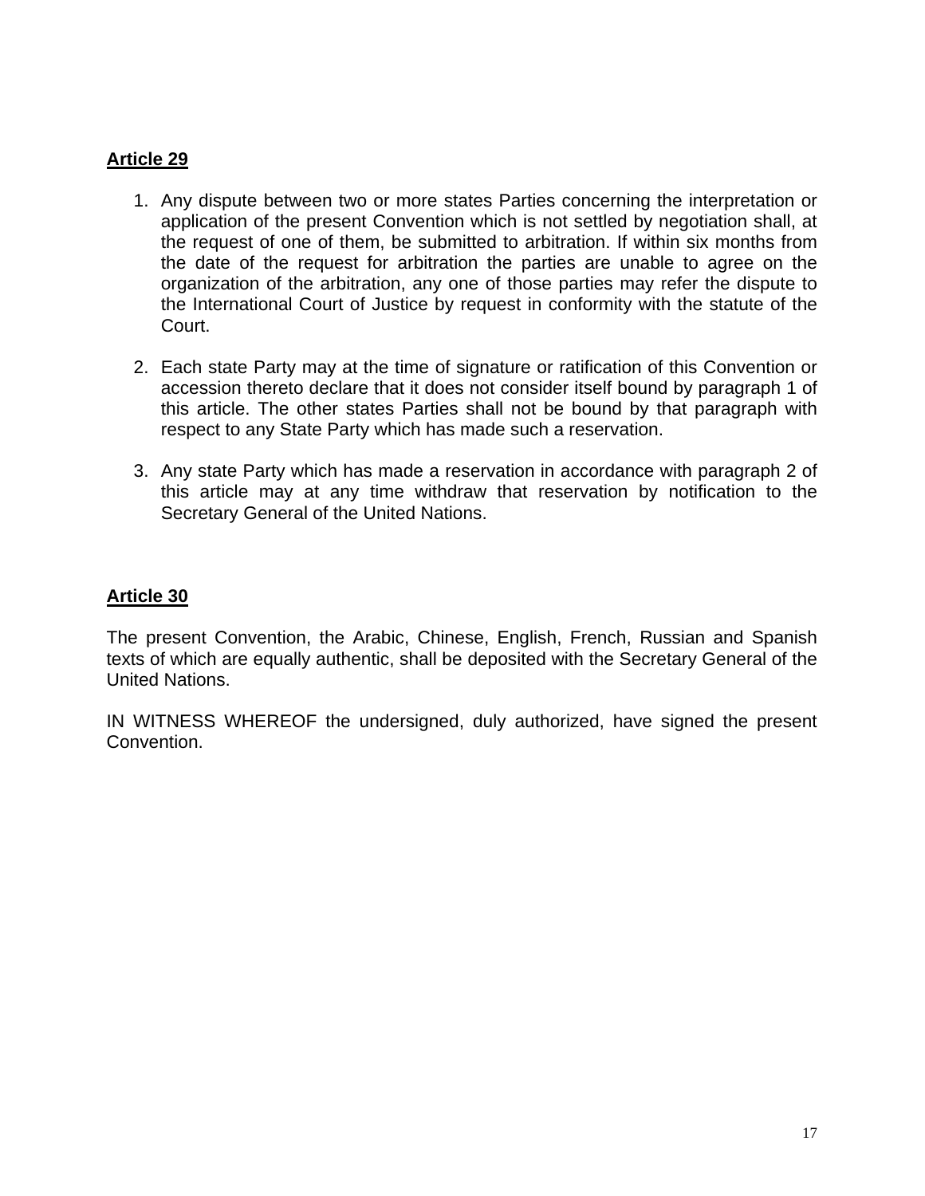**Article 29**

1. Any dispute between two or more states Parties concerning the interpretation or application of the present Convention which is not settled by negotiation shall, at the request of one of them, be submitted to arbitration. If within six months from the date of the request for arbitration the parties are unable to agree on the organization of the arbitration, any one of those parties may refer the dispute to the International Court of Justice by request in conformity with the statute of the Court.

2. Each state Party may at the time of signature or ratification of this Convention or accession thereto declare that it does not consider itself bound by paragraph 1 of this article. The other states Parties shall not be bound by that paragraph with respect to any State Party which has made such a reservation.

3. Any state Party which has made a reservation in accordance with paragraph 2 of this article may at any time withdraw that reservation by notification to the Secretary General of the United Nations.

**Article 30**

The present Convention, the Arabic, Chinese, English, French, Russian and Spanish texts of which are equally authentic, shall be deposited with the Secretary General of the United Nations.

IN WITNESS WHEREOF the undersigned, duly authorized, have signed the present Convention.